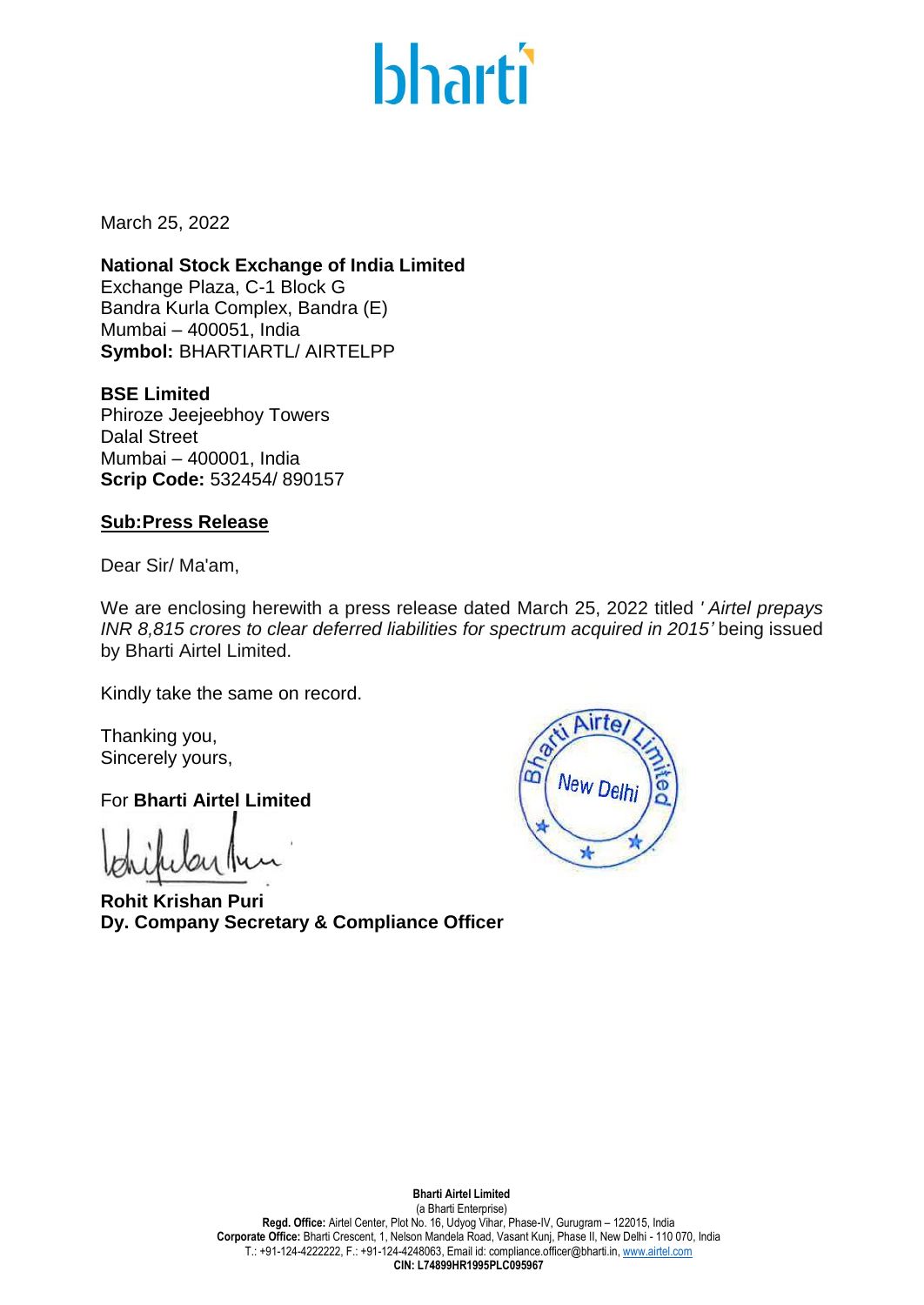# bharti

March 25, 2022

**National Stock Exchange of India Limited**
Exchange Plaza, C-1 Block G
Bandra Kurla Complex, Bandra (E)
Mumbai – 400051, India
**Symbol:** BHARTIARTL/ AIRTELPP

**BSE Limited**
Phiroze Jeejeebhoy Towers
Dalal Street
Mumbai – 400001, India
**Scrip Code:** 532454/ 890157

**Sub:Press Release**

Dear Sir/ Ma'am,

We are enclosing herewith a press release dated March 25, 2022 titled *' Airtel prepays INR 8,815 crores to clear deferred liabilities for spectrum acquired in 2015'* being issued by Bharti Airtel Limited.

Kindly take the same on record.

Thanking you,
Sincerely yours,

For **Bharti Airtel Limited**

**Rohit Krishan Puri**
**Dy. Company Secretary & Compliance Officer**

**Bharti Airtel Limited**
(a Bharti Enterprise)
**Regd. Office:** Airtel Center, Plot No. 16, Udyog Vihar, Phase-IV, Gurugram – 122015, India
**Corporate Office:** Bharti Crescent, 1, Nelson Mandela Road, Vasant Kunj, Phase II, New Delhi - 110 070, India
T.: +91-124-4222222, F.: +91-124-4248063, Email id: compliance.officer@bharti.in, www.airtel.com
**CIN: L74899HR1995PLC095967**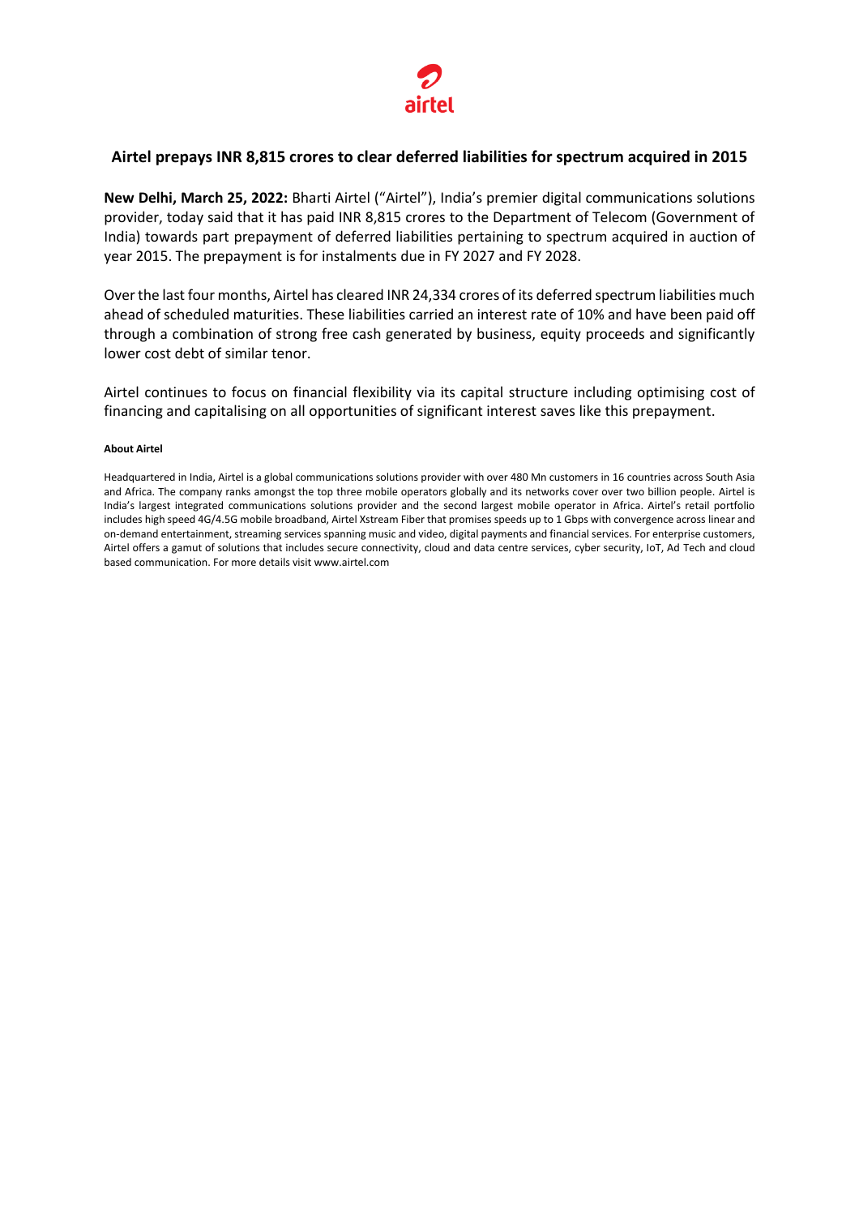# Airtel prepays INR 8,815 crores to clear deferred liabilities for spectrum acquired in 2015

**New Delhi, March 25, 2022:** Bharti Airtel ("Airtel"), India's premier digital communications solutions provider, today said that it has paid INR 8,815 crores to the Department of Telecom (Government of India) towards part prepayment of deferred liabilities pertaining to spectrum acquired in auction of year 2015. The prepayment is for instalments due in FY 2027 and FY 2028.

Over the last four months, Airtel has cleared INR 24,334 crores of its deferred spectrum liabilities much ahead of scheduled maturities. These liabilities carried an interest rate of 10% and have been paid off through a combination of strong free cash generated by business, equity proceeds and significantly lower cost debt of similar tenor.

Airtel continues to focus on financial flexibility via its capital structure including optimising cost of financing and capitalising on all opportunities of significant interest saves like this prepayment.

**About Airtel**

Headquartered in India, Airtel is a global communications solutions provider with over 480 Mn customers in 16 countries across South Asia and Africa. The company ranks amongst the top three mobile operators globally and its networks cover over two billion people. Airtel is India's largest integrated communications solutions provider and the second largest mobile operator in Africa. Airtel's retail portfolio includes high speed 4G/4.5G mobile broadband, Airtel Xstream Fiber that promises speeds up to 1 Gbps with convergence across linear and on-demand entertainment, streaming services spanning music and video, digital payments and financial services. For enterprise customers, Airtel offers a gamut of solutions that includes secure connectivity, cloud and data centre services, cyber security, IoT, Ad Tech and cloud based communication. For more details visit www.airtel.com